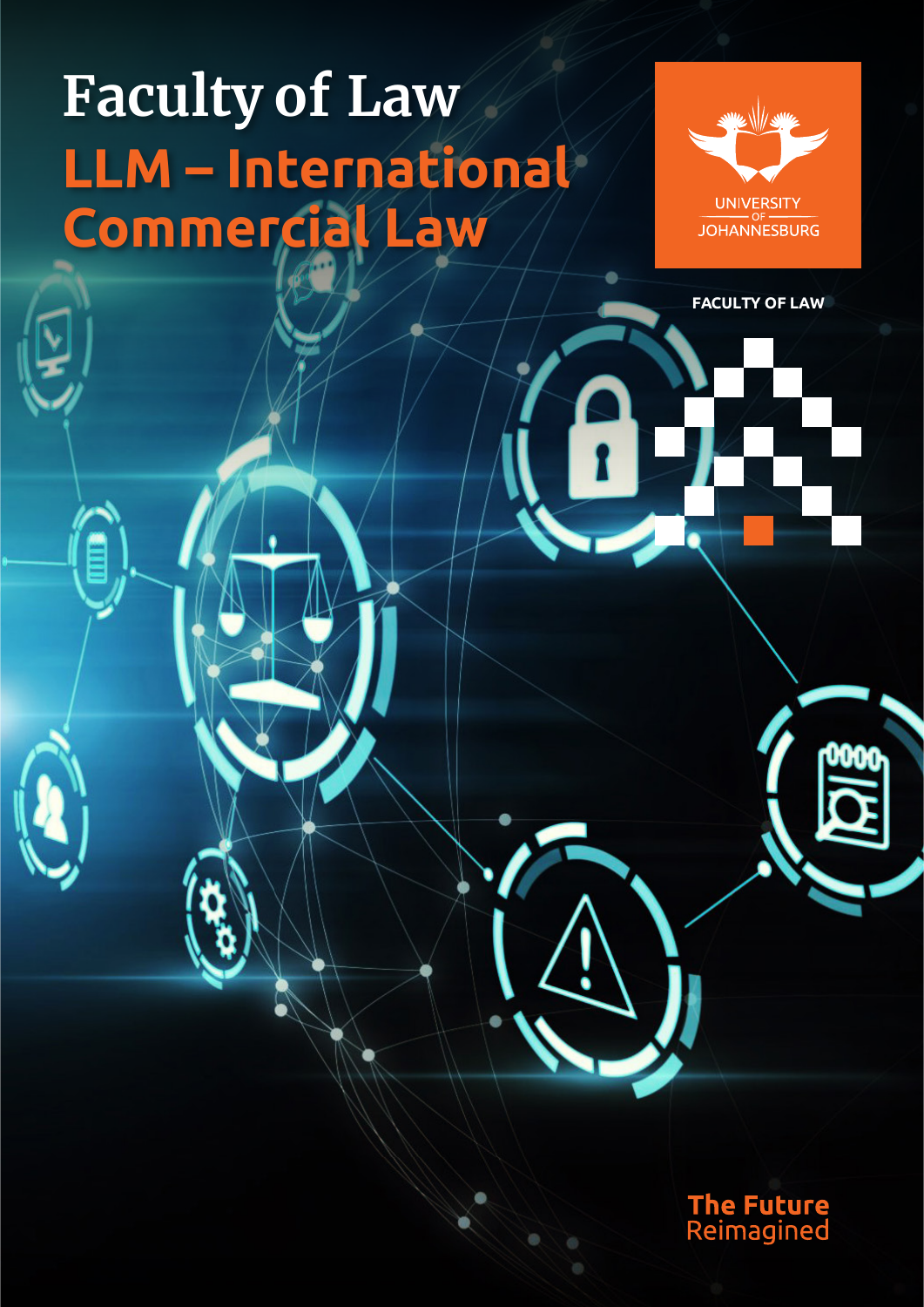# Faculty of Law

## LLM – International Commercial Law

UNIVERSITY OF JOHANNESBURG

FACULTY OF LAW

**The Future**
Reimagined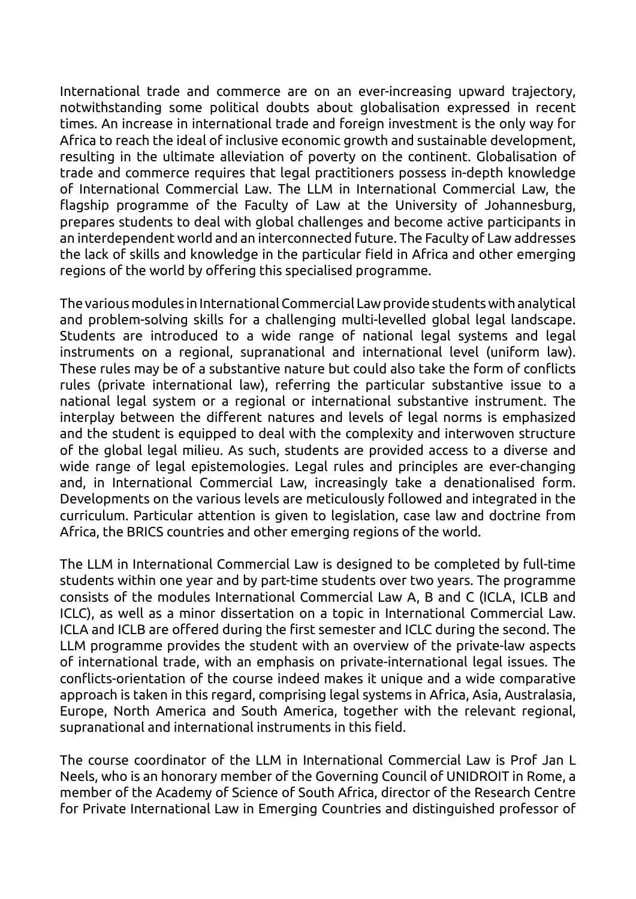International trade and commerce are on an ever-increasing upward trajectory, notwithstanding some political doubts about globalisation expressed in recent times. An increase in international trade and foreign investment is the only way for Africa to reach the ideal of inclusive economic growth and sustainable development, resulting in the ultimate alleviation of poverty on the continent. Globalisation of trade and commerce requires that legal practitioners possess in-depth knowledge of International Commercial Law. The LLM in International Commercial Law, the flagship programme of the Faculty of Law at the University of Johannesburg, prepares students to deal with global challenges and become active participants in an interdependent world and an interconnected future. The Faculty of Law addresses the lack of skills and knowledge in the particular field in Africa and other emerging regions of the world by offering this specialised programme.

The various modules in International Commercial Law provide students with analytical and problem-solving skills for a challenging multi-levelled global legal landscape. Students are introduced to a wide range of national legal systems and legal instruments on a regional, supranational and international level (uniform law). These rules may be of a substantive nature but could also take the form of conflicts rules (private international law), referring the particular substantive issue to a national legal system or a regional or international substantive instrument. The interplay between the different natures and levels of legal norms is emphasized and the student is equipped to deal with the complexity and interwoven structure of the global legal milieu. As such, students are provided access to a diverse and wide range of legal epistemologies. Legal rules and principles are ever-changing and, in International Commercial Law, increasingly take a denationalised form. Developments on the various levels are meticulously followed and integrated in the curriculum. Particular attention is given to legislation, case law and doctrine from Africa, the BRICS countries and other emerging regions of the world.

The LLM in International Commercial Law is designed to be completed by full-time students within one year and by part-time students over two years. The programme consists of the modules International Commercial Law A, B and C (ICLA, ICLB and ICLC), as well as a minor dissertation on a topic in International Commercial Law. ICLA and ICLB are offered during the first semester and ICLC during the second. The LLM programme provides the student with an overview of the private-law aspects of international trade, with an emphasis on private-international legal issues. The conflicts-orientation of the course indeed makes it unique and a wide comparative approach is taken in this regard, comprising legal systems in Africa, Asia, Australasia, Europe, North America and South America, together with the relevant regional, supranational and international instruments in this field.

The course coordinator of the LLM in International Commercial Law is Prof Jan L Neels, who is an honorary member of the Governing Council of UNIDROIT in Rome, a member of the Academy of Science of South Africa, director of the Research Centre for Private International Law in Emerging Countries and distinguished professor of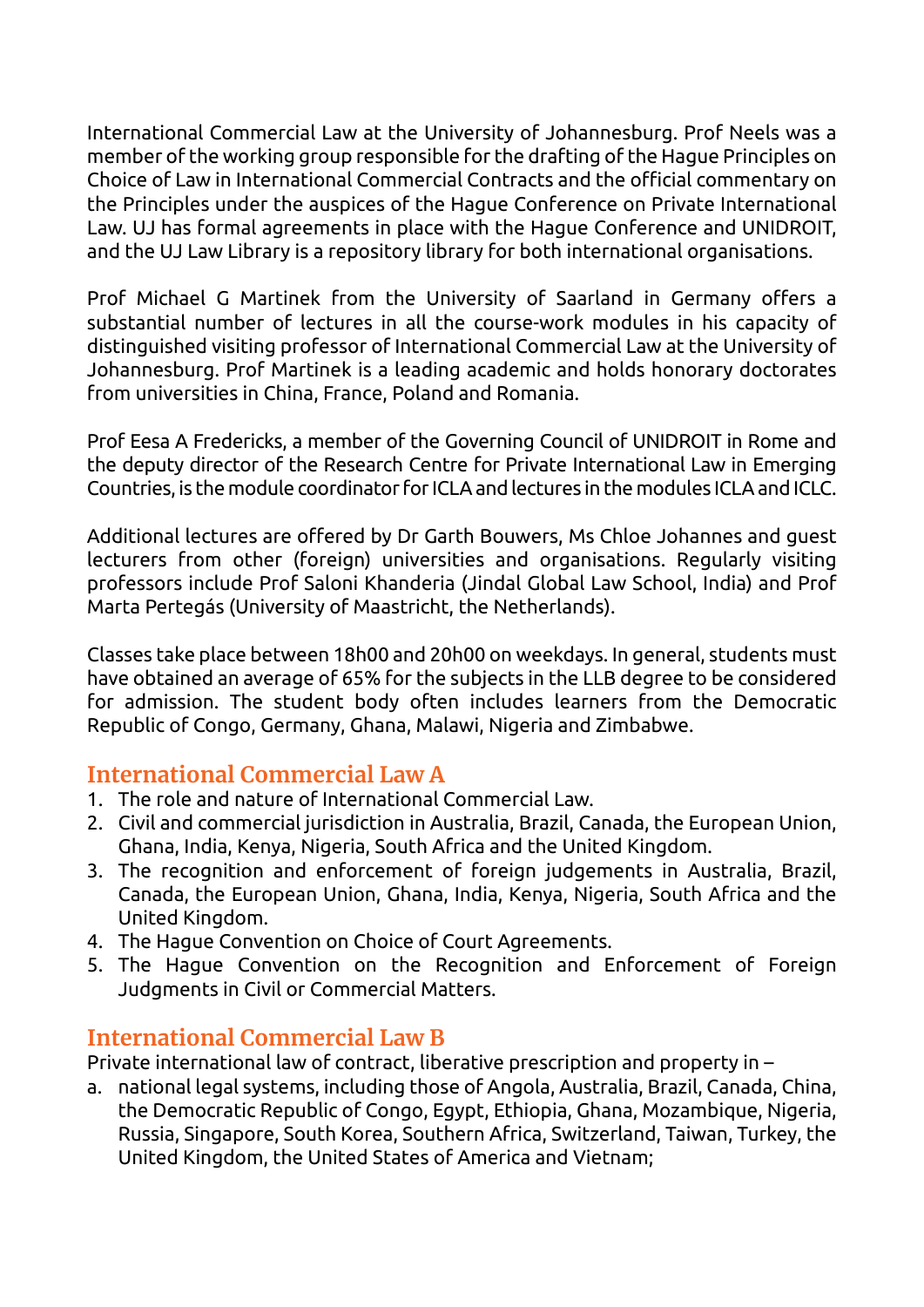International Commercial Law at the University of Johannesburg. Prof Neels was a member of the working group responsible for the drafting of the Hague Principles on Choice of Law in International Commercial Contracts and the official commentary on the Principles under the auspices of the Hague Conference on Private International Law. UJ has formal agreements in place with the Hague Conference and UNIDROIT, and the UJ Law Library is a repository library for both international organisations.

Prof Michael G Martinek from the University of Saarland in Germany offers a substantial number of lectures in all the course-work modules in his capacity of distinguished visiting professor of International Commercial Law at the University of Johannesburg. Prof Martinek is a leading academic and holds honorary doctorates from universities in China, France, Poland and Romania.

Prof Eesa A Fredericks, a member of the Governing Council of UNIDROIT in Rome and the deputy director of the Research Centre for Private International Law in Emerging Countries, is the module coordinator for ICLA and lectures in the modules ICLA and ICLC.

Additional lectures are offered by Dr Garth Bouwers, Ms Chloe Johannes and guest lecturers from other (foreign) universities and organisations. Regularly visiting professors include Prof Saloni Khanderia (Jindal Global Law School, India) and Prof Marta Pertegás (University of Maastricht, the Netherlands).

Classes take place between 18h00 and 20h00 on weekdays. In general, students must have obtained an average of 65% for the subjects in the LLB degree to be considered for admission. The student body often includes learners from the Democratic Republic of Congo, Germany, Ghana, Malawi, Nigeria and Zimbabwe.

## International Commercial Law A

1. The role and nature of International Commercial Law.
2. Civil and commercial jurisdiction in Australia, Brazil, Canada, the European Union, Ghana, India, Kenya, Nigeria, South Africa and the United Kingdom.
3. The recognition and enforcement of foreign judgements in Australia, Brazil, Canada, the European Union, Ghana, India, Kenya, Nigeria, South Africa and the United Kingdom.
4. The Hague Convention on Choice of Court Agreements.
5. The Hague Convention on the Recognition and Enforcement of Foreign Judgments in Civil or Commercial Matters.

## International Commercial Law B

Private international law of contract, liberative prescription and property in –

a. national legal systems, including those of Angola, Australia, Brazil, Canada, China, the Democratic Republic of Congo, Egypt, Ethiopia, Ghana, Mozambique, Nigeria, Russia, Singapore, South Korea, Southern Africa, Switzerland, Taiwan, Turkey, the United Kingdom, the United States of America and Vietnam;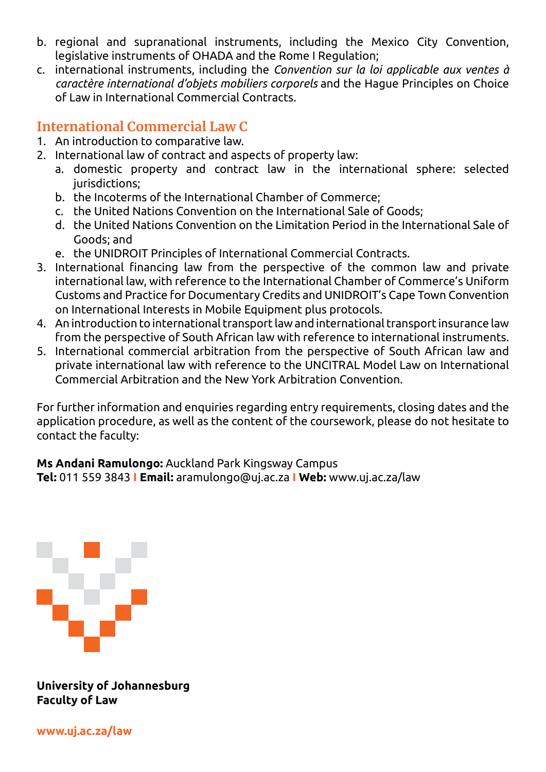b. regional and supranational instruments, including the Mexico City Convention, legislative instruments of OHADA and the Rome I Regulation;
c. international instruments, including the *Convention sur la loi applicable aux ventes à caractère international d'objets mobiliers corporels* and the Hague Principles on Choice of Law in International Commercial Contracts.

## International Commercial Law C

1. An introduction to comparative law.
2. International law of contract and aspects of property law:
   a. domestic property and contract law in the international sphere: selected jurisdictions;
   b. the Incoterms of the International Chamber of Commerce;
   c. the United Nations Convention on the International Sale of Goods;
   d. the United Nations Convention on the Limitation Period in the International Sale of Goods; and
   e. the UNIDROIT Principles of International Commercial Contracts.
3. International financing law from the perspective of the common law and private international law, with reference to the International Chamber of Commerce's Uniform Customs and Practice for Documentary Credits and UNIDROIT's Cape Town Convention on International Interests in Mobile Equipment plus protocols.
4. An introduction to international transport law and international transport insurance law from the perspective of South African law with reference to international instruments.
5. International commercial arbitration from the perspective of South African law and private international law with reference to the UNCITRAL Model Law on International Commercial Arbitration and the New York Arbitration Convention.

For further information and enquiries regarding entry requirements, closing dates and the application procedure, as well as the content of the coursework, please do not hesitate to contact the faculty:

**Ms Andani Ramulongo:** Auckland Park Kingsway Campus
**Tel:** 011 559 3843 | **Email:** aramulongo@uj.ac.za | **Web:** www.uj.ac.za/law

**University of Johannesburg**
**Faculty of Law**

**www.uj.ac.za/law**